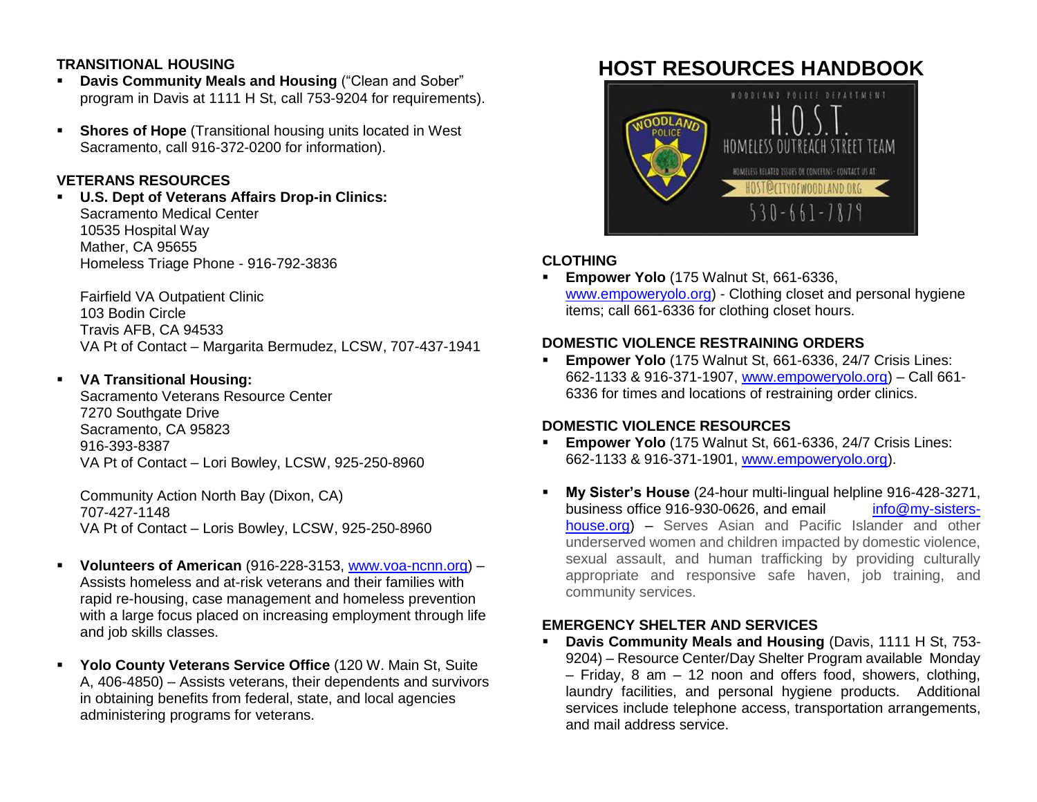**TRANSITIONAL HOUSING**

- **Davis Community Meals and Housing** ("Clean and Sober" program in Davis at 1111 H St, call 753-9204 for requirements).
- **Shores of Hope** (Transitional housing units located in West Sacramento, call 916-372-0200 for information).

**VETERANS RESOURCES**

- **U.S. Dept of Veterans Affairs Drop-in Clinics:**
  Sacramento Medical Center
  10535 Hospital Way
  Mather, CA 95655
  Homeless Triage Phone - 916-792-3836

  Fairfield VA Outpatient Clinic
  103 Bodin Circle
  Travis AFB, CA 94533
  VA Pt of Contact – Margarita Bermudez, LCSW, 707-437-1941

- **VA Transitional Housing:**
  Sacramento Veterans Resource Center
  7270 Southgate Drive
  Sacramento, CA 95823
  916-393-8387
  VA Pt of Contact – Lori Bowley, LCSW, 925-250-8960

  Community Action North Bay (Dixon, CA)
  707-427-1148
  VA Pt of Contact – Loris Bowley, LCSW, 925-250-8960

- **Volunteers of American** (916-228-3153, www.voa-ncnn.org) – Assists homeless and at-risk veterans and their families with rapid re-housing, case management and homeless prevention with a large focus placed on increasing employment through life and job skills classes.
- **Yolo County Veterans Service Office** (120 W. Main St, Suite A, 406-4850) – Assists veterans, their dependents and survivors in obtaining benefits from federal, state, and local agencies administering programs for veterans.

# HOST RESOURCES HANDBOOK

WOODLAND POLICE DEPARTMENT
H.O.S.T.
HOMELESS OUTREACH STREET TEAM
HOMELESS RELATED ISSUES OR CONCERNS- CONTACT US AT:
HOST@CITYOFWOODLAND.ORG
530-661-7879

**CLOTHING**

- **Empower Yolo** (175 Walnut St, 661-6336, www.empoweryolo.org) - Clothing closet and personal hygiene items; call 661-6336 for clothing closet hours.

**DOMESTIC VIOLENCE RESTRAINING ORDERS**

- **Empower Yolo** (175 Walnut St, 661-6336, 24/7 Crisis Lines: 662-1133 & 916-371-1907, www.empoweryolo.org) – Call 661-6336 for times and locations of restraining order clinics.

**DOMESTIC VIOLENCE RESOURCES**

- **Empower Yolo** (175 Walnut St, 661-6336, 24/7 Crisis Lines: 662-1133 & 916-371-1901, www.empoweryolo.org).
- **My Sister's House** (24-hour multi-lingual helpline 916-428-3271, business office 916-930-0626, and email info@my-sisters-house.org) – Serves Asian and Pacific Islander and other underserved women and children impacted by domestic violence, sexual assault, and human trafficking by providing culturally appropriate and responsive safe haven, job training, and community services.

**EMERGENCY SHELTER AND SERVICES**

- **Davis Community Meals and Housing** (Davis, 1111 H St, 753-9204) – Resource Center/Day Shelter Program available Monday – Friday, 8 am – 12 noon and offers food, showers, clothing, laundry facilities, and personal hygiene products. Additional services include telephone access, transportation arrangements, and mail address service.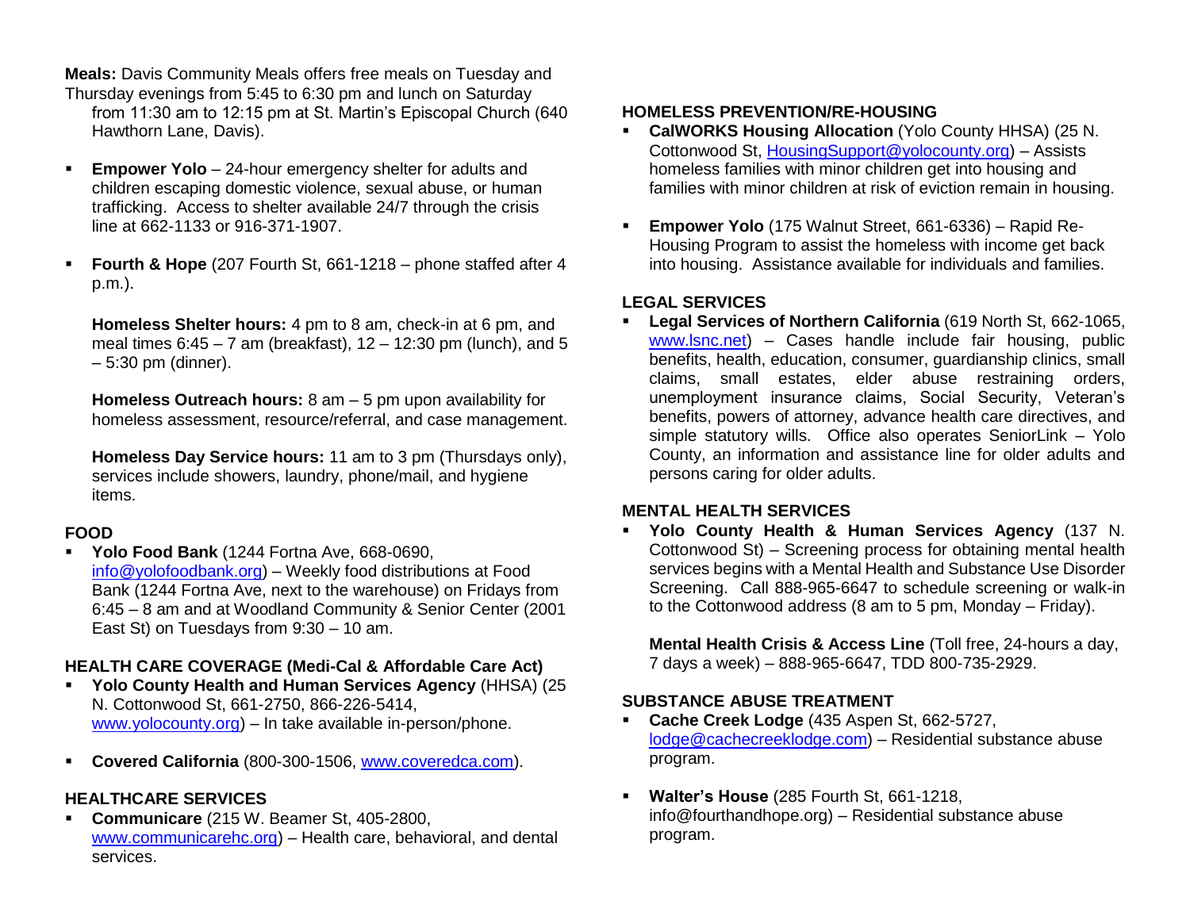**Meals:** Davis Community Meals offers free meals on Tuesday and Thursday evenings from 5:45 to 6:30 pm and lunch on Saturday from 11:30 am to 12:15 pm at St. Martin's Episcopal Church (640 Hawthorn Lane, Davis).

- **Empower Yolo** – 24-hour emergency shelter for adults and children escaping domestic violence, sexual abuse, or human trafficking. Access to shelter available 24/7 through the crisis line at 662-1133 or 916-371-1907.

- **Fourth & Hope** (207 Fourth St, 661-1218 – phone staffed after 4 p.m.).

  **Homeless Shelter hours:** 4 pm to 8 am, check-in at 6 pm, and meal times 6:45 – 7 am (breakfast), 12 – 12:30 pm (lunch), and 5 – 5:30 pm (dinner).

  **Homeless Outreach hours:** 8 am – 5 pm upon availability for homeless assessment, resource/referral, and case management.

  **Homeless Day Service hours:** 11 am to 3 pm (Thursdays only), services include showers, laundry, phone/mail, and hygiene items.

## FOOD

- **Yolo Food Bank** (1244 Fortna Ave, 668-0690, info@yolofoodbank.org) – Weekly food distributions at Food Bank (1244 Fortna Ave, next to the warehouse) on Fridays from 6:45 – 8 am and at Woodland Community & Senior Center (2001 East St) on Tuesdays from 9:30 – 10 am.

## HEALTH CARE COVERAGE (Medi-Cal & Affordable Care Act)

- **Yolo County Health and Human Services Agency** (HHSA) (25 N. Cottonwood St, 661-2750, 866-226-5414, www.yolocounty.org) – In take available in-person/phone.

- **Covered California** (800-300-1506, www.coveredca.com).

## HEALTHCARE SERVICES

- **Communicare** (215 W. Beamer St, 405-2800, www.communicarehc.org) – Health care, behavioral, and dental services.

## HOMELESS PREVENTION/RE-HOUSING

- **CalWORKS Housing Allocation** (Yolo County HHSA) (25 N. Cottonwood St, HousingSupport@yolocounty.org) – Assists homeless families with minor children get into housing and families with minor children at risk of eviction remain in housing.

- **Empower Yolo** (175 Walnut Street, 661-6336) – Rapid Re-Housing Program to assist the homeless with income get back into housing. Assistance available for individuals and families.

## LEGAL SERVICES

- **Legal Services of Northern California** (619 North St, 662-1065, www.lsnc.net) – Cases handle include fair housing, public benefits, health, education, consumer, guardianship clinics, small claims, small estates, elder abuse restraining orders, unemployment insurance claims, Social Security, Veteran's benefits, powers of attorney, advance health care directives, and simple statutory wills. Office also operates SeniorLink – Yolo County, an information and assistance line for older adults and persons caring for older adults.

## MENTAL HEALTH SERVICES

- **Yolo County Health & Human Services Agency** (137 N. Cottonwood St) – Screening process for obtaining mental health services begins with a Mental Health and Substance Use Disorder Screening. Call 888-965-6647 to schedule screening or walk-in to the Cottonwood address (8 am to 5 pm, Monday – Friday).

  **Mental Health Crisis & Access Line** (Toll free, 24-hours a day, 7 days a week) – 888-965-6647, TDD 800-735-2929.

## SUBSTANCE ABUSE TREATMENT

- **Cache Creek Lodge** (435 Aspen St, 662-5727, lodge@cachecreeklodge.com) – Residential substance abuse program.

- **Walter's House** (285 Fourth St, 661-1218, info@fourthandhope.org) – Residential substance abuse program.